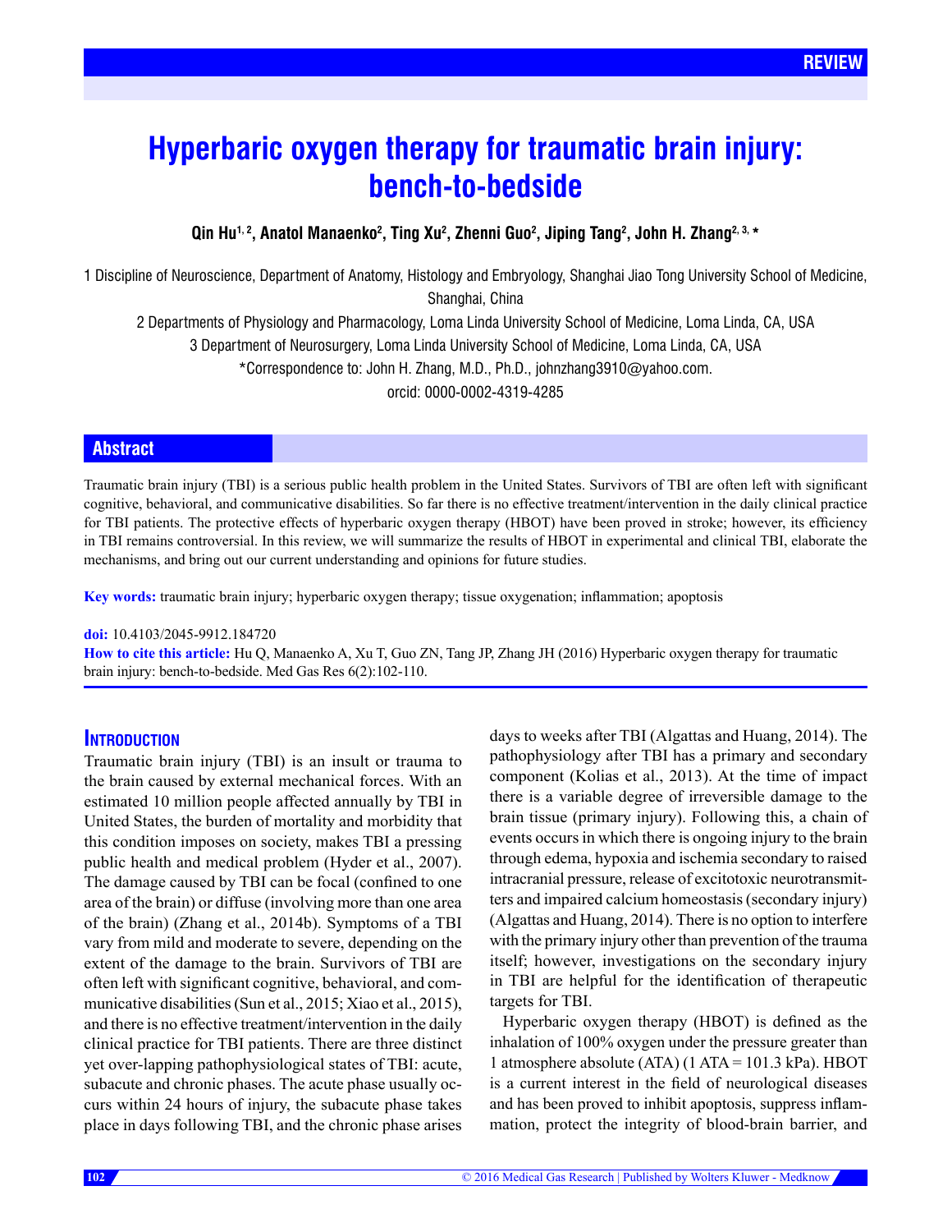REVIEW

# Hyperbaric oxygen therapy for traumatic brain injury: bench-to-bedside

**Qin Hu[1, 2], Anatol Manaenko[2], Ting Xu[2], Zhenni Guo[2], Jiping Tang[2], John H. Zhang[2, 3, *]**

1 Discipline of Neuroscience, Department of Anatomy, Histology and Embryology, Shanghai Jiao Tong University School of Medicine, Shanghai, China

2 Departments of Physiology and Pharmacology, Loma Linda University School of Medicine, Loma Linda, CA, USA

3 Department of Neurosurgery, Loma Linda University School of Medicine, Loma Linda, CA, USA

*Correspondence to: John H. Zhang, M.D., Ph.D., johnzhang3910@yahoo.com.

orcid: 0000-0002-4319-4285

## Abstract

Traumatic brain injury (TBI) is a serious public health problem in the United States. Survivors of TBI are often left with significant cognitive, behavioral, and communicative disabilities. So far there is no effective treatment/intervention in the daily clinical practice for TBI patients. The protective effects of hyperbaric oxygen therapy (HBOT) have been proved in stroke; however, its efficiency in TBI remains controversial. In this review, we will summarize the results of HBOT in experimental and clinical TBI, elaborate the mechanisms, and bring out our current understanding and opinions for future studies.

**Key words:** traumatic brain injury; hyperbaric oxygen therapy; tissue oxygenation; inflammation; apoptosis

**doi:** 10.4103/2045-9912.184720

**How to cite this article:** Hu Q, Manaenko A, Xu T, Guo ZN, Tang JP, Zhang JH (2016) Hyperbaric oxygen therapy for traumatic brain injury: bench-to-bedside. Med Gas Res 6(2):102-110.

## Introduction

Traumatic brain injury (TBI) is an insult or trauma to the brain caused by external mechanical forces. With an estimated 10 million people affected annually by TBI in United States, the burden of mortality and morbidity that this condition imposes on society, makes TBI a pressing public health and medical problem (Hyder et al., 2007). The damage caused by TBI can be focal (confined to one area of the brain) or diffuse (involving more than one area of the brain) (Zhang et al., 2014b). Symptoms of a TBI vary from mild and moderate to severe, depending on the extent of the damage to the brain. Survivors of TBI are often left with significant cognitive, behavioral, and communicative disabilities (Sun et al., 2015; Xiao et al., 2015), and there is no effective treatment/intervention in the daily clinical practice for TBI patients. There are three distinct yet over-lapping pathophysiological states of TBI: acute, subacute and chronic phases. The acute phase usually occurs within 24 hours of injury, the subacute phase takes place in days following TBI, and the chronic phase arises days to weeks after TBI (Algattas and Huang, 2014). The pathophysiology after TBI has a primary and secondary component (Kolias et al., 2013). At the time of impact there is a variable degree of irreversible damage to the brain tissue (primary injury). Following this, a chain of events occurs in which there is ongoing injury to the brain through edema, hypoxia and ischemia secondary to raised intracranial pressure, release of excitotoxic neurotransmitters and impaired calcium homeostasis (secondary injury) (Algattas and Huang, 2014). There is no option to interfere with the primary injury other than prevention of the trauma itself; however, investigations on the secondary injury in TBI are helpful for the identification of therapeutic targets for TBI.

Hyperbaric oxygen therapy (HBOT) is defined as the inhalation of 100% oxygen under the pressure greater than 1 atmosphere absolute (ATA) (1 ATA = 101.3 kPa). HBOT is a current interest in the field of neurological diseases and has been proved to inhibit apoptosis, suppress inflammation, protect the integrity of blood-brain barrier, and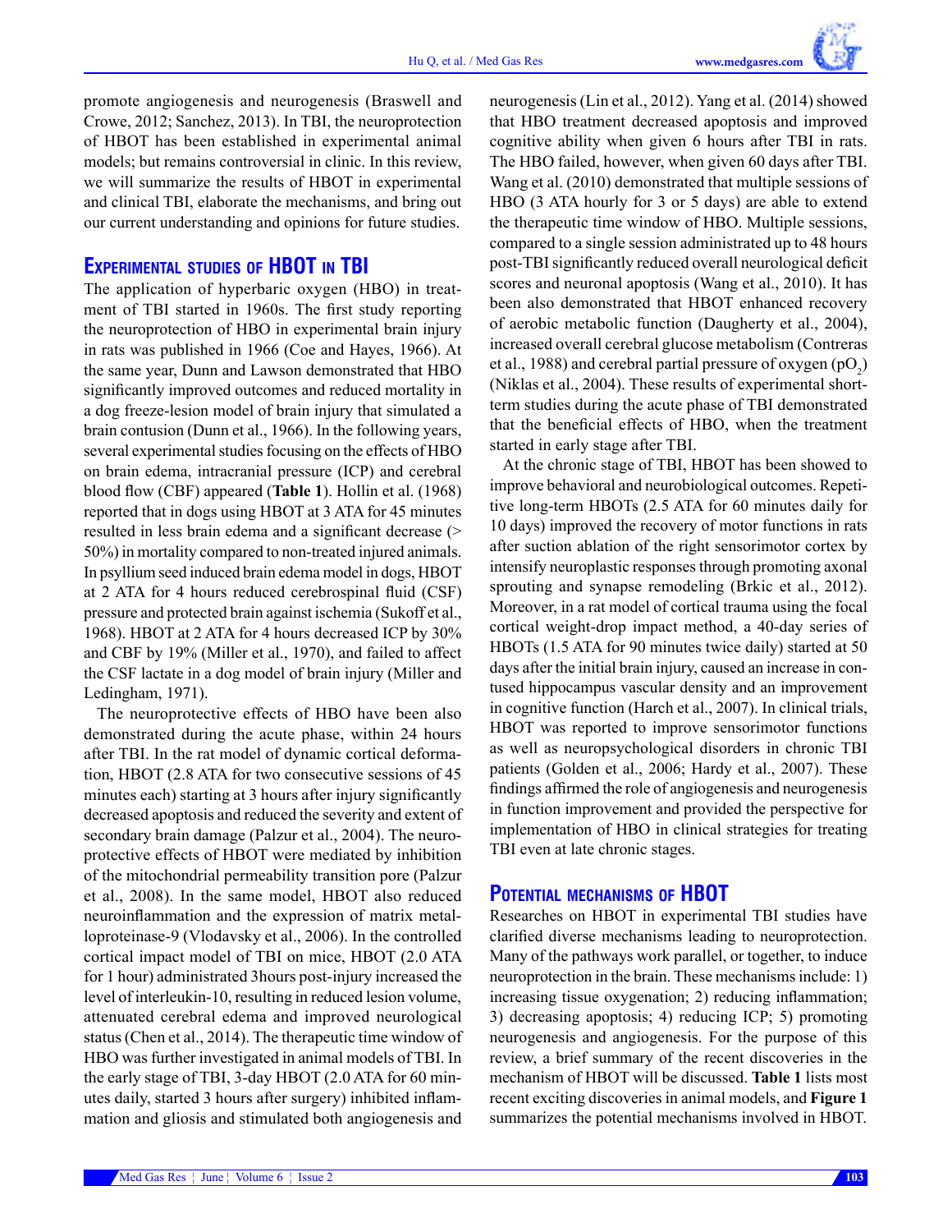promote angiogenesis and neurogenesis (Braswell and Crowe, 2012; Sanchez, 2013). In TBI, the neuroprotection of HBOT has been established in experimental animal models; but remains controversial in clinic. In this review, we will summarize the results of HBOT in experimental and clinical TBI, elaborate the mechanisms, and bring out our current understanding and opinions for future studies.

## Experimental studies of HBOT in TBI

The application of hyperbaric oxygen (HBO) in treatment of TBI started in 1960s. The first study reporting the neuroprotection of HBO in experimental brain injury in rats was published in 1966 (Coe and Hayes, 1966). At the same year, Dunn and Lawson demonstrated that HBO significantly improved outcomes and reduced mortality in a dog freeze-lesion model of brain injury that simulated a brain contusion (Dunn et al., 1966). In the following years, several experimental studies focusing on the effects of HBO on brain edema, intracranial pressure (ICP) and cerebral blood flow (CBF) appeared (**Table 1**). Hollin et al. (1968) reported that in dogs using HBOT at 3 ATA for 45 minutes resulted in less brain edema and a significant decrease (> 50%) in mortality compared to non-treated injured animals. In psyllium seed induced brain edema model in dogs, HBOT at 2 ATA for 4 hours reduced cerebrospinal fluid (CSF) pressure and protected brain against ischemia (Sukoff et al., 1968). HBOT at 2 ATA for 4 hours decreased ICP by 30% and CBF by 19% (Miller et al., 1970), and failed to affect the CSF lactate in a dog model of brain injury (Miller and Ledingham, 1971).

The neuroprotective effects of HBO have been also demonstrated during the acute phase, within 24 hours after TBI. In the rat model of dynamic cortical deformation, HBOT (2.8 ATA for two consecutive sessions of 45 minutes each) starting at 3 hours after injury significantly decreased apoptosis and reduced the severity and extent of secondary brain damage (Palzur et al., 2004). The neuroprotective effects of HBOT were mediated by inhibition of the mitochondrial permeability transition pore (Palzur et al., 2008). In the same model, HBOT also reduced neuroinflammation and the expression of matrix metalloproteinase-9 (Vlodavsky et al., 2006). In the controlled cortical impact model of TBI on mice, HBOT (2.0 ATA for 1 hour) administrated 3hours post-injury increased the level of interleukin-10, resulting in reduced lesion volume, attenuated cerebral edema and improved neurological status (Chen et al., 2014). The therapeutic time window of HBO was further investigated in animal models of TBI. In the early stage of TBI, 3-day HBOT (2.0 ATA for 60 minutes daily, started 3 hours after surgery) inhibited inflammation and gliosis and stimulated both angiogenesis and neurogenesis (Lin et al., 2012). Yang et al. (2014) showed that HBO treatment decreased apoptosis and improved cognitive ability when given 6 hours after TBI in rats. The HBO failed, however, when given 60 days after TBI. Wang et al. (2010) demonstrated that multiple sessions of HBO (3 ATA hourly for 3 or 5 days) are able to extend the therapeutic time window of HBO. Multiple sessions, compared to a single session administrated up to 48 hours post-TBI significantly reduced overall neurological deficit scores and neuronal apoptosis (Wang et al., 2010). It has been also demonstrated that HBOT enhanced recovery of aerobic metabolic function (Daugherty et al., 2004), increased overall cerebral glucose metabolism (Contreras et al., 1988) and cerebral partial pressure of oxygen ($pO_2$) (Niklas et al., 2004). These results of experimental short-term studies during the acute phase of TBI demonstrated that the beneficial effects of HBO, when the treatment started in early stage after TBI.

At the chronic stage of TBI, HBOT has been showed to improve behavioral and neurobiological outcomes. Repetitive long-term HBOTs (2.5 ATA for 60 minutes daily for 10 days) improved the recovery of motor functions in rats after suction ablation of the right sensorimotor cortex by intensify neuroplastic responses through promoting axonal sprouting and synapse remodeling (Brkic et al., 2012). Moreover, in a rat model of cortical trauma using the focal cortical weight-drop impact method, a 40-day series of HBOTs (1.5 ATA for 90 minutes twice daily) started at 50 days after the initial brain injury, caused an increase in contused hippocampus vascular density and an improvement in cognitive function (Harch et al., 2007). In clinical trials, HBOT was reported to improve sensorimotor functions as well as neuropsychological disorders in chronic TBI patients (Golden et al., 2006; Hardy et al., 2007). These findings affirmed the role of angiogenesis and neurogenesis in function improvement and provided the perspective for implementation of HBO in clinical strategies for treating TBI even at late chronic stages.

## Potential mechanisms of HBOT

Researches on HBOT in experimental TBI studies have clarified diverse mechanisms leading to neuroprotection. Many of the pathways work parallel, or together, to induce neuroprotection in the brain. These mechanisms include: 1) increasing tissue oxygenation; 2) reducing inflammation; 3) decreasing apoptosis; 4) reducing ICP; 5) promoting neurogenesis and angiogenesis. For the purpose of this review, a brief summary of the recent discoveries in the mechanism of HBOT will be discussed. **Table 1** lists most recent exciting discoveries in animal models, and **Figure 1** summarizes the potential mechanisms involved in HBOT.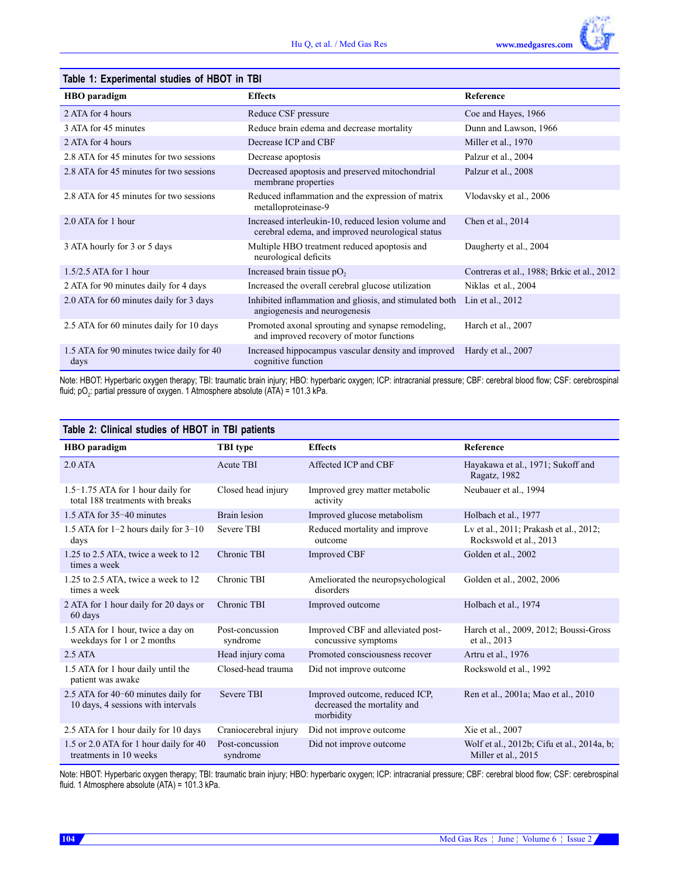**Table 1: Experimental studies of HBOT in TBI**

| HBO paradigm | Effects | Reference |
|---|---|---|
| 2 ATA for 4 hours | Reduce CSF pressure | Coe and Hayes, 1966 |
| 3 ATA for 45 minutes | Reduce brain edema and decrease mortality | Dunn and Lawson, 1966 |
| 2 ATA for 4 hours | Decrease ICP and CBF | Miller et al., 1970 |
| 2.8 ATA for 45 minutes for two sessions | Decrease apoptosis | Palzur et al., 2004 |
| 2.8 ATA for 45 minutes for two sessions | Decreased apoptosis and preserved mitochondrial membrane properties | Palzur et al., 2008 |
| 2.8 ATA for 45 minutes for two sessions | Reduced inflammation and the expression of matrix metalloproteinase-9 | Vlodavsky et al., 2006 |
| 2.0 ATA for 1 hour | Increased interleukin-10, reduced lesion volume and cerebral edema, and improved neurological status | Chen et al., 2014 |
| 3 ATA hourly for 3 or 5 days | Multiple HBO treatment reduced apoptosis and neurological deficits | Daugherty et al., 2004 |
| 1.5/2.5 ATA for 1 hour | Increased brain tissue $pO_2$ | Contreras et al., 1988; Brkic et al., 2012 |
| 2 ATA for 90 minutes daily for 4 days | Increased the overall cerebral glucose utilization | Niklas et al., 2004 |
| 2.0 ATA for 60 minutes daily for 3 days | Inhibited inflammation and gliosis, and stimulated both angiogenesis and neurogenesis | Lin et al., 2012 |
| 2.5 ATA for 60 minutes daily for 10 days | Promoted axonal sprouting and synapse remodeling, and improved recovery of motor functions | Harch et al., 2007 |
| 1.5 ATA for 90 minutes twice daily for 40 days | Increased hippocampus vascular density and improved cognitive function | Hardy et al., 2007 |

Note: HBOT: Hyperbaric oxygen therapy; TBI: traumatic brain injury; HBO: hyperbaric oxygen; ICP: intracranial pressure; CBF: cerebral blood flow; CSF: cerebrospinal fluid; $pO_2$: partial pressure of oxygen. 1 Atmosphere absolute (ATA) = 101.3 kPa.

**Table 2: Clinical studies of HBOT in TBI patients**

| HBO paradigm | TBI type | Effects | Reference |
|---|---|---|---|
| 2.0 ATA | Acute TBI | Affected ICP and CBF | Hayakawa et al., 1971; Sukoff and Ragatz, 1982 |
| 1.5–1.75 ATA for 1 hour daily for total 188 treatments with breaks | Closed head injury | Improved grey matter metabolic activity | Neubauer et al., 1994 |
| 1.5 ATA for 35–40 minutes | Brain lesion | Improved glucose metabolism | Holbach et al., 1977 |
| 1.5 ATA for 1–2 hours daily for 3–10 days | Severe TBI | Reduced mortality and improve outcome | Lv et al., 2011; Prakash et al., 2012; Rockswold et al., 2013 |
| 1.25 to 2.5 ATA, twice a week to 12 times a week | Chronic TBI | Improved CBF | Golden et al., 2002 |
| 1.25 to 2.5 ATA, twice a week to 12 times a week | Chronic TBI | Ameliorated the neuropsychological disorders | Golden et al., 2002, 2006 |
| 2 ATA for 1 hour daily for 20 days or 60 days | Chronic TBI | Improved outcome | Holbach et al., 1974 |
| 1.5 ATA for 1 hour, twice a day on weekdays for 1 or 2 months | Post-concussion syndrome | Improved CBF and alleviated post-concussive symptoms | Harch et al., 2009, 2012; Boussi-Gross et al., 2013 |
| 2.5 ATA | Head injury coma | Promoted consciousness recover | Artru et al., 1976 |
| 1.5 ATA for 1 hour daily until the patient was awake | Closed-head trauma | Did not improve outcome | Rockswold et al., 1992 |
| 2.5 ATA for 40–60 minutes daily for 10 days, 4 sessions with intervals | Severe TBI | Improved outcome, reduced ICP, decreased the mortality and morbidity | Ren et al., 2001a; Mao et al., 2010 |
| 2.5 ATA for 1 hour daily for 10 days | Craniocerebral injury | Did not improve outcome | Xie et al., 2007 |
| 1.5 or 2.0 ATA for 1 hour daily for 40 treatments in 10 weeks | Post-concussion syndrome | Did not improve outcome | Wolf et al., 2012b; Cifu et al., 2014a, b; Miller et al., 2015 |

Note: HBOT: Hyperbaric oxygen therapy; TBI: traumatic brain injury; HBO: hyperbaric oxygen; ICP: intracranial pressure; CBF: cerebral blood flow; CSF: cerebrospinal fluid. 1 Atmosphere absolute (ATA) = 101.3 kPa.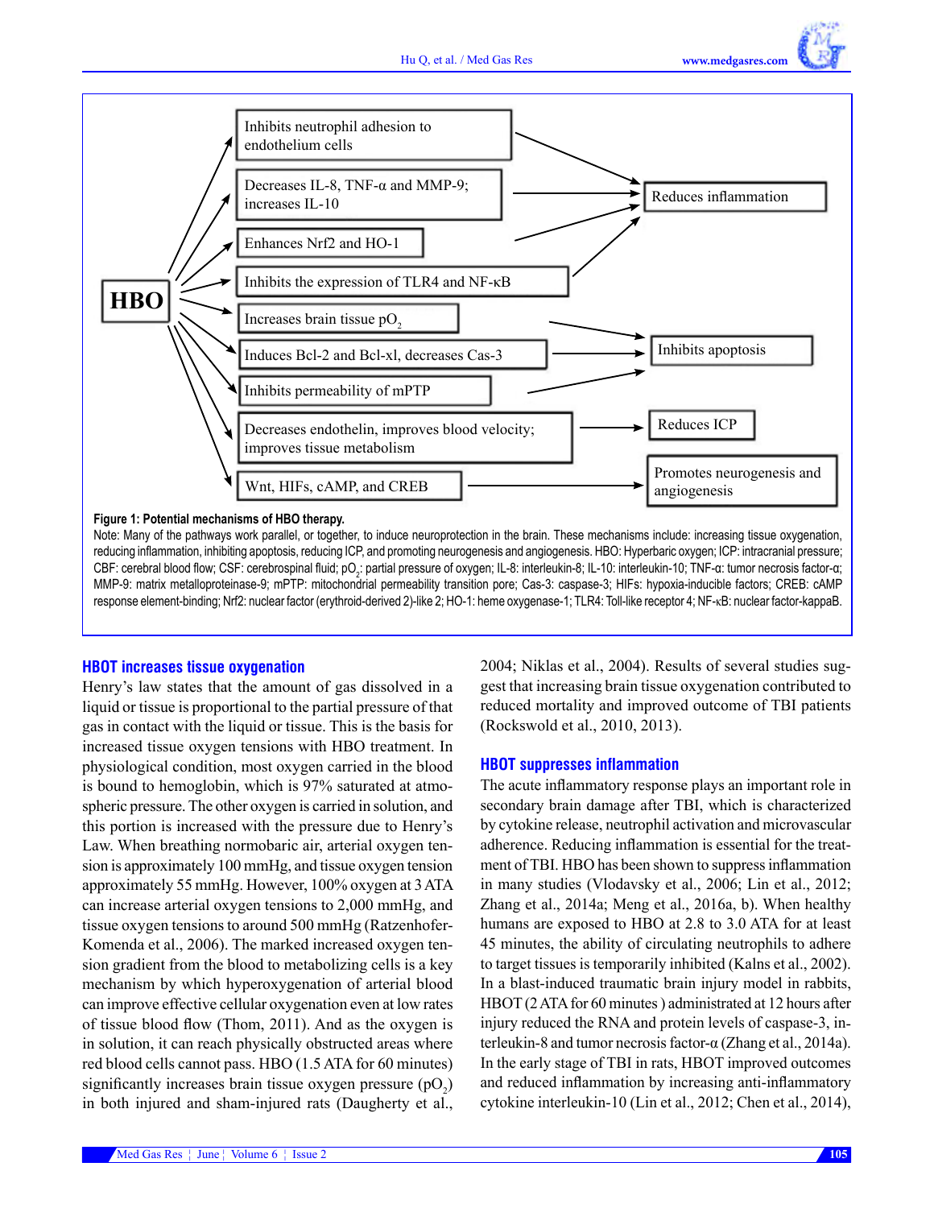HBO

Inhibits neutrophil adhesion to endothelium cells

Decreases IL-8, TNF-α and MMP-9; increases IL-10

Enhances Nrf2 and HO-1

Inhibits the expression of TLR4 and NF-κB

Increases brain tissue $pO_2$

Induces Bcl-2 and Bcl-xl, decreases Cas-3

Inhibits permeability of mPTP

Decreases endothelin, improves blood velocity; improves tissue metabolism

Wnt, HIFs, cAMP, and CREB

Reduces inflammation

Inhibits apoptosis

Reduces ICP

Promotes neurogenesis and angiogenesis

**Figure 1: Potential mechanisms of HBO therapy.**

Note: Many of the pathways work parallel, or together, to induce neuroprotection in the brain. These mechanisms include: increasing tissue oxygenation, reducing inflammation, inhibiting apoptosis, reducing ICP, and promoting neurogenesis and angiogenesis. HBO: Hyperbaric oxygen; ICP: intracranial pressure; CBF: cerebral blood flow; CSF: cerebrospinal fluid; $pO_2$: partial pressure of oxygen; IL-8: interleukin-8; IL-10: interleukin-10; TNF-α: tumor necrosis factor-α; MMP-9: matrix metalloproteinase-9; mPTP: mitochondrial permeability transition pore; Cas-3: caspase-3; HIFs: hypoxia-inducible factors; CREB: cAMP response element-binding; Nrf2: nuclear factor (erythroid-derived 2)-like 2; HO-1: heme oxygenase-1; TLR4: Toll-like receptor 4; NF-κB: nuclear factor-kappaB.

## HBOT increases tissue oxygenation

Henry's law states that the amount of gas dissolved in a liquid or tissue is proportional to the partial pressure of that gas in contact with the liquid or tissue. This is the basis for increased tissue oxygen tensions with HBO treatment. In physiological condition, most oxygen carried in the blood is bound to hemoglobin, which is 97% saturated at atmospheric pressure. The other oxygen is carried in solution, and this portion is increased with the pressure due to Henry's Law. When breathing normobaric air, arterial oxygen tension is approximately 100 mmHg, and tissue oxygen tension approximately 55 mmHg. However, 100% oxygen at 3 ATA can increase arterial oxygen tensions to 2,000 mmHg, and tissue oxygen tensions to around 500 mmHg (Ratzenhofer-Komenda et al., 2006). The marked increased oxygen tension gradient from the blood to metabolizing cells is a key mechanism by which hyperoxygenation of arterial blood can improve effective cellular oxygenation even at low rates of tissue blood flow (Thom, 2011). And as the oxygen is in solution, it can reach physically obstructed areas where red blood cells cannot pass. HBO (1.5 ATA for 60 minutes) significantly increases brain tissue oxygen pressure ($pO_2$) in both injured and sham-injured rats (Daugherty et al., 2004; Niklas et al., 2004). Results of several studies suggest that increasing brain tissue oxygenation contributed to reduced mortality and improved outcome of TBI patients (Rockswold et al., 2010, 2013).

## HBOT suppresses inflammation

The acute inflammatory response plays an important role in secondary brain damage after TBI, which is characterized by cytokine release, neutrophil activation and microvascular adherence. Reducing inflammation is essential for the treatment of TBI. HBO has been shown to suppress inflammation in many studies (Vlodavsky et al., 2006; Lin et al., 2012; Zhang et al., 2014a; Meng et al., 2016a, b). When healthy humans are exposed to HBO at 2.8 to 3.0 ATA for at least 45 minutes, the ability of circulating neutrophils to adhere to target tissues is temporarily inhibited (Kalns et al., 2002). In a blast-induced traumatic brain injury model in rabbits, HBOT (2 ATA for 60 minutes ) administrated at 12 hours after injury reduced the RNA and protein levels of caspase-3, interleukin-8 and tumor necrosis factor-α (Zhang et al., 2014a). In the early stage of TBI in rats, HBOT improved outcomes and reduced inflammation by increasing anti-inflammatory cytokine interleukin-10 (Lin et al., 2012; Chen et al., 2014),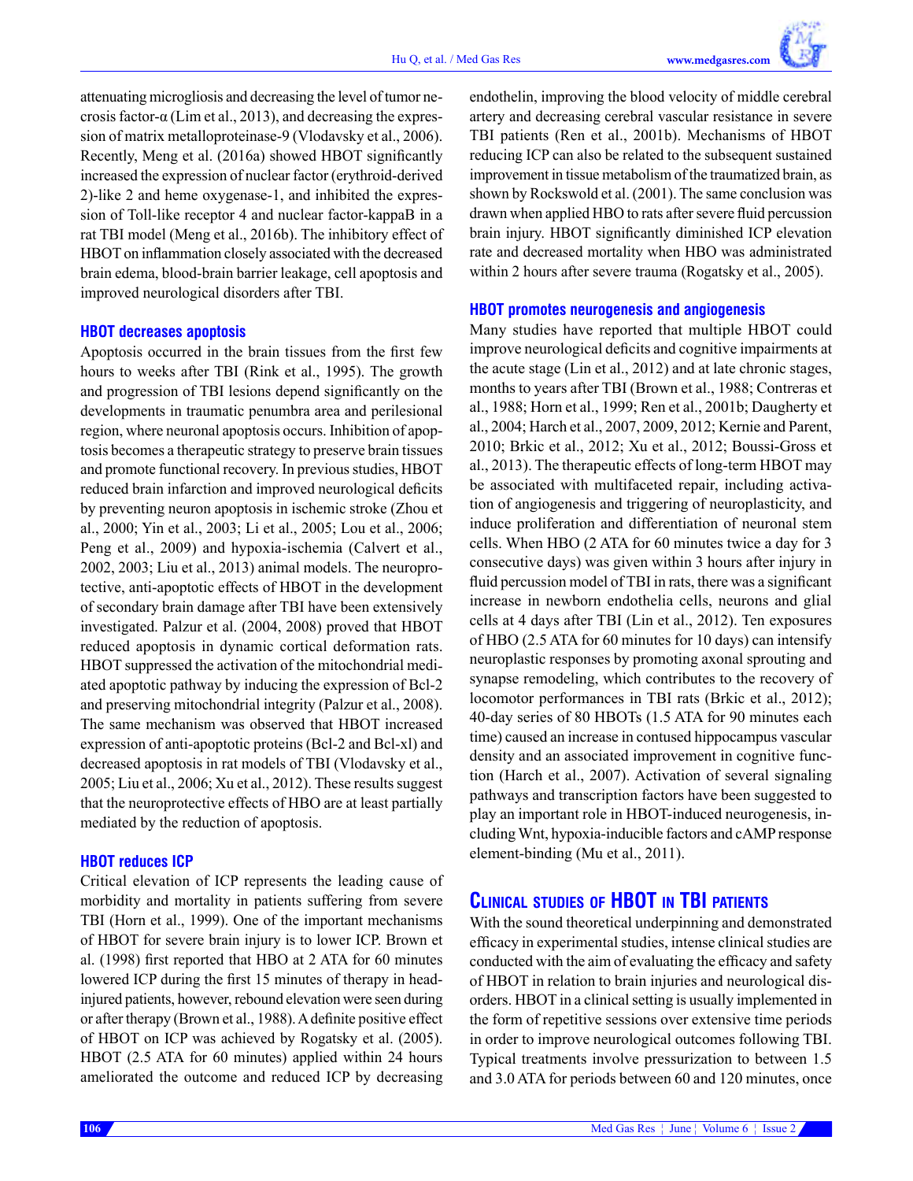attenuating microgliosis and decreasing the level of tumor necrosis factor-α (Lim et al., 2013), and decreasing the expression of matrix metalloproteinase-9 (Vlodavsky et al., 2006). Recently, Meng et al. (2016a) showed HBOT significantly increased the expression of nuclear factor (erythroid-derived 2)-like 2 and heme oxygenase-1, and inhibited the expression of Toll-like receptor 4 and nuclear factor-kappaB in a rat TBI model (Meng et al., 2016b). The inhibitory effect of HBOT on inflammation closely associated with the decreased brain edema, blood-brain barrier leakage, cell apoptosis and improved neurological disorders after TBI.

### HBOT decreases apoptosis

Apoptosis occurred in the brain tissues from the first few hours to weeks after TBI (Rink et al., 1995). The growth and progression of TBI lesions depend significantly on the developments in traumatic penumbra area and perilesional region, where neuronal apoptosis occurs. Inhibition of apoptosis becomes a therapeutic strategy to preserve brain tissues and promote functional recovery. In previous studies, HBOT reduced brain infarction and improved neurological deficits by preventing neuron apoptosis in ischemic stroke (Zhou et al., 2000; Yin et al., 2003; Li et al., 2005; Lou et al., 2006; Peng et al., 2009) and hypoxia-ischemia (Calvert et al., 2002, 2003; Liu et al., 2013) animal models. The neuroprotective, anti-apoptotic effects of HBOT in the development of secondary brain damage after TBI have been extensively investigated. Palzur et al. (2004, 2008) proved that HBOT reduced apoptosis in dynamic cortical deformation rats. HBOT suppressed the activation of the mitochondrial mediated apoptotic pathway by inducing the expression of Bcl-2 and preserving mitochondrial integrity (Palzur et al., 2008). The same mechanism was observed that HBOT increased expression of anti-apoptotic proteins (Bcl-2 and Bcl-xl) and decreased apoptosis in rat models of TBI (Vlodavsky et al., 2005; Liu et al., 2006; Xu et al., 2012). These results suggest that the neuroprotective effects of HBO are at least partially mediated by the reduction of apoptosis.

### HBOT reduces ICP

Critical elevation of ICP represents the leading cause of morbidity and mortality in patients suffering from severe TBI (Horn et al., 1999). One of the important mechanisms of HBOT for severe brain injury is to lower ICP. Brown et al. (1998) first reported that HBO at 2 ATA for 60 minutes lowered ICP during the first 15 minutes of therapy in head-injured patients, however, rebound elevation were seen during or after therapy (Brown et al., 1988). A definite positive effect of HBOT on ICP was achieved by Rogatsky et al. (2005). HBOT (2.5 ATA for 60 minutes) applied within 24 hours ameliorated the outcome and reduced ICP by decreasing endothelin, improving the blood velocity of middle cerebral artery and decreasing cerebral vascular resistance in severe TBI patients (Ren et al., 2001b). Mechanisms of HBOT reducing ICP can also be related to the subsequent sustained improvement in tissue metabolism of the traumatized brain, as shown by Rockswold et al. (2001). The same conclusion was drawn when applied HBO to rats after severe fluid percussion brain injury. HBOT significantly diminished ICP elevation rate and decreased mortality when HBO was administrated within 2 hours after severe trauma (Rogatsky et al., 2005).

### HBOT promotes neurogenesis and angiogenesis

Many studies have reported that multiple HBOT could improve neurological deficits and cognitive impairments at the acute stage (Lin et al., 2012) and at late chronic stages, months to years after TBI (Brown et al., 1988; Contreras et al., 1988; Horn et al., 1999; Ren et al., 2001b; Daugherty et al., 2004; Harch et al., 2007, 2009, 2012; Kernie and Parent, 2010; Brkic et al., 2012; Xu et al., 2012; Boussi-Gross et al., 2013). The therapeutic effects of long-term HBOT may be associated with multifaceted repair, including activation of angiogenesis and triggering of neuroplasticity, and induce proliferation and differentiation of neuronal stem cells. When HBO (2 ATA for 60 minutes twice a day for 3 consecutive days) was given within 3 hours after injury in fluid percussion model of TBI in rats, there was a significant increase in newborn endothelia cells, neurons and glial cells at 4 days after TBI (Lin et al., 2012). Ten exposures of HBO (2.5 ATA for 60 minutes for 10 days) can intensify neuroplastic responses by promoting axonal sprouting and synapse remodeling, which contributes to the recovery of locomotor performances in TBI rats (Brkic et al., 2012); 40-day series of 80 HBOTs (1.5 ATA for 90 minutes each time) caused an increase in contused hippocampus vascular density and an associated improvement in cognitive function (Harch et al., 2007). Activation of several signaling pathways and transcription factors have been suggested to play an important role in HBOT-induced neurogenesis, including Wnt, hypoxia-inducible factors and cAMP response element-binding (Mu et al., 2011).

## Clinical studies of HBOT in TBI patients

With the sound theoretical underpinning and demonstrated efficacy in experimental studies, intense clinical studies are conducted with the aim of evaluating the efficacy and safety of HBOT in relation to brain injuries and neurological disorders. HBOT in a clinical setting is usually implemented in the form of repetitive sessions over extensive time periods in order to improve neurological outcomes following TBI. Typical treatments involve pressurization to between 1.5 and 3.0 ATA for periods between 60 and 120 minutes, once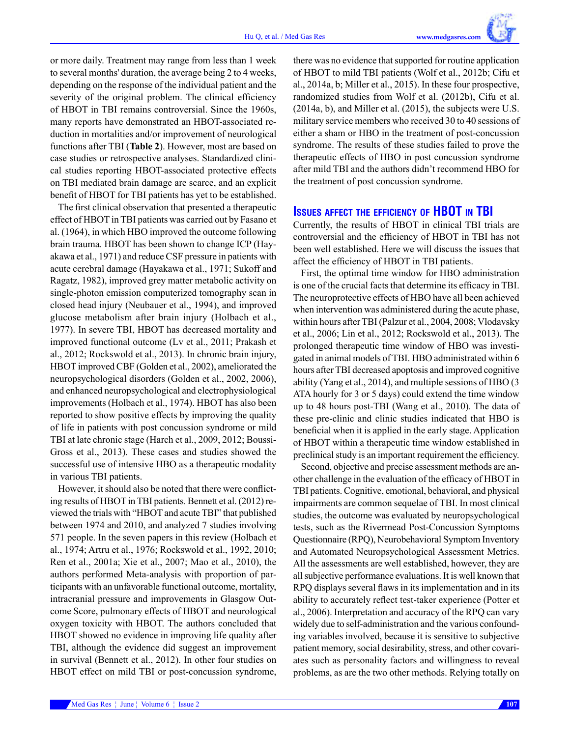or more daily. Treatment may range from less than 1 week to several months' duration, the average being 2 to 4 weeks, depending on the response of the individual patient and the severity of the original problem. The clinical efficiency of HBOT in TBI remains controversial. Since the 1960s, many reports have demonstrated an HBOT-associated reduction in mortalities and/or improvement of neurological functions after TBI (**Table 2**). However, most are based on case studies or retrospective analyses. Standardized clinical studies reporting HBOT-associated protective effects on TBI mediated brain damage are scarce, and an explicit benefit of HBOT for TBI patients has yet to be established.

The first clinical observation that presented a therapeutic effect of HBOT in TBI patients was carried out by Fasano et al. (1964), in which HBO improved the outcome following brain trauma. HBOT has been shown to change ICP (Hayakawa et al., 1971) and reduce CSF pressure in patients with acute cerebral damage (Hayakawa et al., 1971; Sukoff and Ragatz, 1982), improved grey matter metabolic activity on single-photon emission computerized tomography scan in closed head injury (Neubauer et al., 1994), and improved glucose metabolism after brain injury (Holbach et al., 1977). In severe TBI, HBOT has decreased mortality and improved functional outcome (Lv et al., 2011; Prakash et al., 2012; Rockswold et al., 2013). In chronic brain injury, HBOT improved CBF (Golden et al., 2002), ameliorated the neuropsychological disorders (Golden et al., 2002, 2006), and enhanced neuropsychological and electrophysiological improvements (Holbach et al., 1974). HBOT has also been reported to show positive effects by improving the quality of life in patients with post concussion syndrome or mild TBI at late chronic stage (Harch et al., 2009, 2012; Boussi-Gross et al., 2013). These cases and studies showed the successful use of intensive HBO as a therapeutic modality in various TBI patients.

However, it should also be noted that there were conflicting results of HBOT in TBI patients. Bennett et al. (2012) reviewed the trials with "HBOT and acute TBI" that published between 1974 and 2010, and analyzed 7 studies involving 571 people. In the seven papers in this review (Holbach et al., 1974; Artru et al., 1976; Rockswold et al., 1992, 2010; Ren et al., 2001a; Xie et al., 2007; Mao et al., 2010), the authors performed Meta-analysis with proportion of participants with an unfavorable functional outcome, mortality, intracranial pressure and improvements in Glasgow Outcome Score, pulmonary effects of HBOT and neurological oxygen toxicity with HBOT. The authors concluded that HBOT showed no evidence in improving life quality after TBI, although the evidence did suggest an improvement in survival (Bennett et al., 2012). In other four studies on HBOT effect on mild TBI or post-concussion syndrome, there was no evidence that supported for routine application of HBOT to mild TBI patients (Wolf et al., 2012b; Cifu et al., 2014a, b; Miller et al., 2015). In these four prospective, randomized studies from Wolf et al. (2012b), Cifu et al. (2014a, b), and Miller et al. (2015), the subjects were U.S. military service members who received 30 to 40 sessions of either a sham or HBO in the treatment of post-concussion syndrome. The results of these studies failed to prove the therapeutic effects of HBO in post concussion syndrome after mild TBI and the authors didn't recommend HBO for the treatment of post concussion syndrome.

## Issues affect the efficiency of HBOT in TBI

Currently, the results of HBOT in clinical TBI trials are controversial and the efficiency of HBOT in TBI has not been well established. Here we will discuss the issues that affect the efficiency of HBOT in TBI patients.

First, the optimal time window for HBO administration is one of the crucial facts that determine its efficacy in TBI. The neuroprotective effects of HBO have all been achieved when intervention was administered during the acute phase, within hours after TBI (Palzur et al., 2004, 2008; Vlodavsky et al., 2006; Lin et al., 2012; Rockswold et al., 2013). The prolonged therapeutic time window of HBO was investigated in animal models of TBI. HBO administrated within 6 hours after TBI decreased apoptosis and improved cognitive ability (Yang et al., 2014), and multiple sessions of HBO (3 ATA hourly for 3 or 5 days) could extend the time window up to 48 hours post-TBI (Wang et al., 2010). The data of these pre-clinic and clinic studies indicated that HBO is beneficial when it is applied in the early stage. Application of HBOT within a therapeutic time window established in preclinical study is an important requirement the efficiency.

Second, objective and precise assessment methods are another challenge in the evaluation of the efficacy of HBOT in TBI patients. Cognitive, emotional, behavioral, and physical impairments are common sequelae of TBI. In most clinical studies, the outcome was evaluated by neuropsychological tests, such as the Rivermead Post-Concussion Symptoms Questionnaire (RPQ), Neurobehavioral Symptom Inventory and Automated Neuropsychological Assessment Metrics. All the assessments are well established, however, they are all subjective performance evaluations. It is well known that RPQ displays several flaws in its implementation and in its ability to accurately reflect test-taker experience (Potter et al., 2006). Interpretation and accuracy of the RPQ can vary widely due to self-administration and the various confounding variables involved, because it is sensitive to subjective patient memory, social desirability, stress, and other covariates such as personality factors and willingness to reveal problems, as are the two other methods. Relying totally on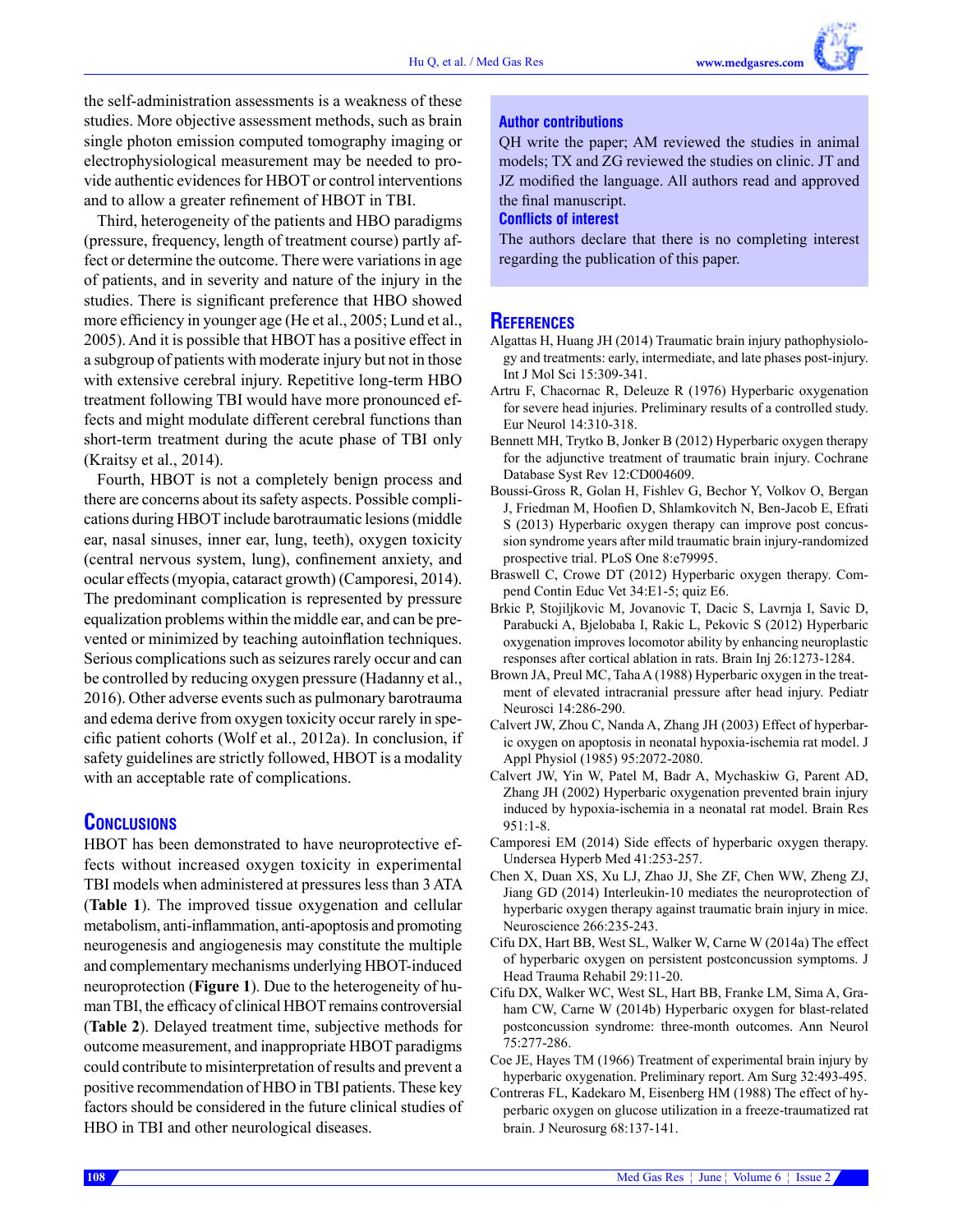the self-administration assessments is a weakness of these studies. More objective assessment methods, such as brain single photon emission computed tomography imaging or electrophysiological measurement may be needed to provide authentic evidences for HBOT or control interventions and to allow a greater refinement of HBOT in TBI.

Third, heterogeneity of the patients and HBO paradigms (pressure, frequency, length of treatment course) partly affect or determine the outcome. There were variations in age of patients, and in severity and nature of the injury in the studies. There is significant preference that HBO showed more efficiency in younger age (He et al., 2005; Lund et al., 2005). And it is possible that HBOT has a positive effect in a subgroup of patients with moderate injury but not in those with extensive cerebral injury. Repetitive long-term HBO treatment following TBI would have more pronounced effects and might modulate different cerebral functions than short-term treatment during the acute phase of TBI only (Kraitsy et al., 2014).

Fourth, HBOT is not a completely benign process and there are concerns about its safety aspects. Possible complications during HBOT include barotraumatic lesions (middle ear, nasal sinuses, inner ear, lung, teeth), oxygen toxicity (central nervous system, lung), confinement anxiety, and ocular effects (myopia, cataract growth) (Camporesi, 2014). The predominant complication is represented by pressure equalization problems within the middle ear, and can be prevented or minimized by teaching autoinflation techniques. Serious complications such as seizures rarely occur and can be controlled by reducing oxygen pressure (Hadanny et al., 2016). Other adverse events such as pulmonary barotrauma and edema derive from oxygen toxicity occur rarely in specific patient cohorts (Wolf et al., 2012a). In conclusion, if safety guidelines are strictly followed, HBOT is a modality with an acceptable rate of complications.

## Conclusions

HBOT has been demonstrated to have neuroprotective effects without increased oxygen toxicity in experimental TBI models when administered at pressures less than 3 ATA (**Table 1**). The improved tissue oxygenation and cellular metabolism, anti-inflammation, anti-apoptosis and promoting neurogenesis and angiogenesis may constitute the multiple and complementary mechanisms underlying HBOT-induced neuroprotection (**Figure 1**). Due to the heterogeneity of human TBI, the efficacy of clinical HBOT remains controversial (**Table 2**). Delayed treatment time, subjective methods for outcome measurement, and inappropriate HBOT paradigms could contribute to misinterpretation of results and prevent a positive recommendation of HBO in TBI patients. These key factors should be considered in the future clinical studies of HBO in TBI and other neurological diseases.

### Author contributions

QH write the paper; AM reviewed the studies in animal models; TX and ZG reviewed the studies on clinic. JT and JZ modified the language. All authors read and approved the final manuscript.

### Conflicts of interest

The authors declare that there is no completing interest regarding the publication of this paper.

## References

Algattas H, Huang JH (2014) Traumatic brain injury pathophysiology and treatments: early, intermediate, and late phases post-injury. Int J Mol Sci 15:309-341.

Artru F, Chacornac R, Deleuze R (1976) Hyperbaric oxygenation for severe head injuries. Preliminary results of a controlled study. Eur Neurol 14:310-318.

Bennett MH, Trytko B, Jonker B (2012) Hyperbaric oxygen therapy for the adjunctive treatment of traumatic brain injury. Cochrane Database Syst Rev 12:CD004609.

Boussi-Gross R, Golan H, Fishlev G, Bechor Y, Volkov O, Bergan J, Friedman M, Hoofien D, Shlamkovitch N, Ben-Jacob E, Efrati S (2013) Hyperbaric oxygen therapy can improve post concussion syndrome years after mild traumatic brain injury-randomized prospective trial. PLoS One 8:e79995.

Braswell C, Crowe DT (2012) Hyperbaric oxygen therapy. Compend Contin Educ Vet 34:E1-5; quiz E6.

Brkic P, Stojiljkovic M, Jovanovic T, Dacic S, Lavrnja I, Savic D, Parabucki A, Bjelobaba I, Rakic L, Pekovic S (2012) Hyperbaric oxygenation improves locomotor ability by enhancing neuroplastic responses after cortical ablation in rats. Brain Inj 26:1273-1284.

Brown JA, Preul MC, Taha A (1988) Hyperbaric oxygen in the treatment of elevated intracranial pressure after head injury. Pediatr Neurosci 14:286-290.

Calvert JW, Zhou C, Nanda A, Zhang JH (2003) Effect of hyperbaric oxygen on apoptosis in neonatal hypoxia-ischemia rat model. J Appl Physiol (1985) 95:2072-2080.

Calvert JW, Yin W, Patel M, Badr A, Mychaskiw G, Parent AD, Zhang JH (2002) Hyperbaric oxygenation prevented brain injury induced by hypoxia-ischemia in a neonatal rat model. Brain Res 951:1-8.

Camporesi EM (2014) Side effects of hyperbaric oxygen therapy. Undersea Hyperb Med 41:253-257.

Chen X, Duan XS, Xu LJ, Zhao JJ, She ZF, Chen WW, Zheng ZJ, Jiang GD (2014) Interleukin-10 mediates the neuroprotection of hyperbaric oxygen therapy against traumatic brain injury in mice. Neuroscience 266:235-243.

Cifu DX, Hart BB, West SL, Walker W, Carne W (2014a) The effect of hyperbaric oxygen on persistent postconcussion symptoms. J Head Trauma Rehabil 29:11-20.

Cifu DX, Walker WC, West SL, Hart BB, Franke LM, Sima A, Graham CW, Carne W (2014b) Hyperbaric oxygen for blast-related postconcussion syndrome: three-month outcomes. Ann Neurol 75:277-286.

Coe JE, Hayes TM (1966) Treatment of experimental brain injury by hyperbaric oxygenation. Preliminary report. Am Surg 32:493-495.

Contreras FL, Kadekaro M, Eisenberg HM (1988) The effect of hyperbaric oxygen on glucose utilization in a freeze-traumatized rat brain. J Neurosurg 68:137-141.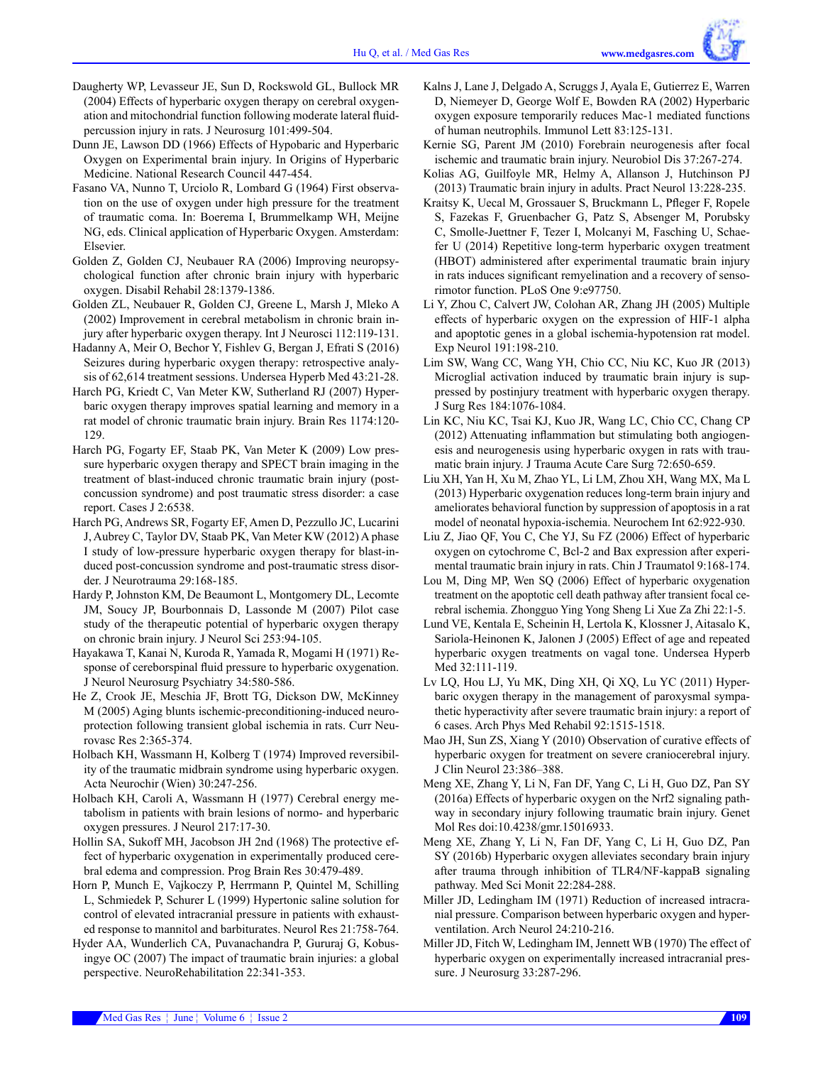Daugherty WP, Levasseur JE, Sun D, Rockswold GL, Bullock MR (2004) Effects of hyperbaric oxygen therapy on cerebral oxygenation and mitochondrial function following moderate lateral fluid-percussion injury in rats. J Neurosurg 101:499-504.

Dunn JE, Lawson DD (1966) Effects of Hypobaric and Hyperbaric Oxygen on Experimental brain injury. In Origins of Hyperbaric Medicine. National Research Council 447-454.

Fasano VA, Nunno T, Urciolo R, Lombard G (1964) First observation on the use of oxygen under high pressure for the treatment of traumatic coma. In: Boerema I, Brummelkamp WH, Meijne NG, eds. Clinical application of Hyperbaric Oxygen. Amsterdam: Elsevier.

Golden Z, Golden CJ, Neubauer RA (2006) Improving neuropsychological function after chronic brain injury with hyperbaric oxygen. Disabil Rehabil 28:1379-1386.

Golden ZL, Neubauer R, Golden CJ, Greene L, Marsh J, Mleko A (2002) Improvement in cerebral metabolism in chronic brain injury after hyperbaric oxygen therapy. Int J Neurosci 112:119-131.

Hadanny A, Meir O, Bechor Y, Fishlev G, Bergan J, Efrati S (2016) Seizures during hyperbaric oxygen therapy: retrospective analysis of 62,614 treatment sessions. Undersea Hyperb Med 43:21-28.

Harch PG, Kriedt C, Van Meter KW, Sutherland RJ (2007) Hyperbaric oxygen therapy improves spatial learning and memory in a rat model of chronic traumatic brain injury. Brain Res 1174:120-129.

Harch PG, Fogarty EF, Staab PK, Van Meter K (2009) Low pressure hyperbaric oxygen therapy and SPECT brain imaging in the treatment of blast-induced chronic traumatic brain injury (post-concussion syndrome) and post traumatic stress disorder: a case report. Cases J 2:6538.

Harch PG, Andrews SR, Fogarty EF, Amen D, Pezzullo JC, Lucarini J, Aubrey C, Taylor DV, Staab PK, Van Meter KW (2012) A phase I study of low-pressure hyperbaric oxygen therapy for blast-induced post-concussion syndrome and post-traumatic stress disorder. J Neurotrauma 29:168-185.

Hardy P, Johnston KM, De Beaumont L, Montgomery DL, Lecomte JM, Soucy JP, Bourbonnais D, Lassonde M (2007) Pilot case study of the therapeutic potential of hyperbaric oxygen therapy on chronic brain injury. J Neurol Sci 253:94-105.

Hayakawa T, Kanai N, Kuroda R, Yamada R, Mogami H (1971) Response of cereborspinal fluid pressure to hyperbaric oxygenation. J Neurol Neurosurg Psychiatry 34:580-586.

He Z, Crook JE, Meschia JF, Brott TG, Dickson DW, McKinney M (2005) Aging blunts ischemic-preconditioning-induced neuroprotection following transient global ischemia in rats. Curr Neurovasc Res 2:365-374.

Holbach KH, Wassmann H, Kolberg T (1974) Improved reversibility of the traumatic midbrain syndrome using hyperbaric oxygen. Acta Neurochir (Wien) 30:247-256.

Holbach KH, Caroli A, Wassmann H (1977) Cerebral energy metabolism in patients with brain lesions of normo- and hyperbaric oxygen pressures. J Neurol 217:17-30.

Hollin SA, Sukoff MH, Jacobson JH 2nd (1968) The protective effect of hyperbaric oxygenation in experimentally produced cerebral edema and compression. Prog Brain Res 30:479-489.

Horn P, Munch E, Vajkoczy P, Herrmann P, Quintel M, Schilling L, Schmiedek P, Schurer L (1999) Hypertonic saline solution for control of elevated intracranial pressure in patients with exhausted response to mannitol and barbiturates. Neurol Res 21:758-764.

Hyder AA, Wunderlich CA, Puvanachandra P, Gururaj G, Kobusingye OC (2007) The impact of traumatic brain injuries: a global perspective. NeuroRehabilitation 22:341-353.

Kalns J, Lane J, Delgado A, Scruggs J, Ayala E, Gutierrez E, Warren D, Niemeyer D, George Wolf E, Bowden RA (2002) Hyperbaric oxygen exposure temporarily reduces Mac-1 mediated functions of human neutrophils. Immunol Lett 83:125-131.

Kernie SG, Parent JM (2010) Forebrain neurogenesis after focal ischemic and traumatic brain injury. Neurobiol Dis 37:267-274.

Kolias AG, Guilfoyle MR, Helmy A, Allanson J, Hutchinson PJ (2013) Traumatic brain injury in adults. Pract Neurol 13:228-235.

Kraitsy K, Uecal M, Grossauer S, Bruckmann L, Pfleger F, Ropele S, Fazekas F, Gruenbacher G, Patz S, Absenger M, Porubsky C, Smolle-Juettner F, Tezer I, Molcanyi M, Fasching U, Schaefer U (2014) Repetitive long-term hyperbaric oxygen treatment (HBOT) administered after experimental traumatic brain injury in rats induces significant remyelination and a recovery of sensorimotor function. PLoS One 9:e97750.

Li Y, Zhou C, Calvert JW, Colohan AR, Zhang JH (2005) Multiple effects of hyperbaric oxygen on the expression of HIF-1 alpha and apoptotic genes in a global ischemia-hypotension rat model. Exp Neurol 191:198-210.

Lim SW, Wang CC, Wang YH, Chio CC, Niu KC, Kuo JR (2013) Microglial activation induced by traumatic brain injury is suppressed by postinjury treatment with hyperbaric oxygen therapy. J Surg Res 184:1076-1084.

Lin KC, Niu KC, Tsai KJ, Kuo JR, Wang LC, Chio CC, Chang CP (2012) Attenuating inflammation but stimulating both angiogenesis and neurogenesis using hyperbaric oxygen in rats with traumatic brain injury. J Trauma Acute Care Surg 72:650-659.

Liu XH, Yan H, Xu M, Zhao YL, Li LM, Zhou XH, Wang MX, Ma L (2013) Hyperbaric oxygenation reduces long-term brain injury and ameliorates behavioral function by suppression of apoptosis in a rat model of neonatal hypoxia-ischemia. Neurochem Int 62:922-930.

Liu Z, Jiao QF, You C, Che YJ, Su FZ (2006) Effect of hyperbaric oxygen on cytochrome C, Bcl-2 and Bax expression after experimental traumatic brain injury in rats. Chin J Traumatol 9:168-174.

Lou M, Ding MP, Wen SQ (2006) Effect of hyperbaric oxygenation treatment on the apoptotic cell death pathway after transient focal cerebral ischemia. Zhongguo Ying Yong Sheng Li Xue Za Zhi 22:1-5.

Lund VE, Kentala E, Scheinin H, Lertola K, Klossner J, Aitasalo K, Sariola-Heinonen K, Jalonen J (2005) Effect of age and repeated hyperbaric oxygen treatments on vagal tone. Undersea Hyperb Med 32:111-119.

Lv LQ, Hou LJ, Yu MK, Ding XH, Qi XQ, Lu YC (2011) Hyperbaric oxygen therapy in the management of paroxysmal sympathetic hyperactivity after severe traumatic brain injury: a report of 6 cases. Arch Phys Med Rehabil 92:1515-1518.

Mao JH, Sun ZS, Xiang Y (2010) Observation of curative effects of hyperbaric oxygen for treatment on severe craniocerebral injury. J Clin Neurol 23:386–388.

Meng XE, Zhang Y, Li N, Fan DF, Yang C, Li H, Guo DZ, Pan SY (2016a) Effects of hyperbaric oxygen on the Nrf2 signaling pathway in secondary injury following traumatic brain injury. Genet Mol Res doi:10.4238/gmr.15016933.

Meng XE, Zhang Y, Li N, Fan DF, Yang C, Li H, Guo DZ, Pan SY (2016b) Hyperbaric oxygen alleviates secondary brain injury after trauma through inhibition of TLR4/NF-kappaB signaling pathway. Med Sci Monit 22:284-288.

Miller JD, Ledingham IM (1971) Reduction of increased intracranial pressure. Comparison between hyperbaric oxygen and hyperventilation. Arch Neurol 24:210-216.

Miller JD, Fitch W, Ledingham IM, Jennett WB (1970) The effect of hyperbaric oxygen on experimentally increased intracranial pressure. J Neurosurg 33:287-296.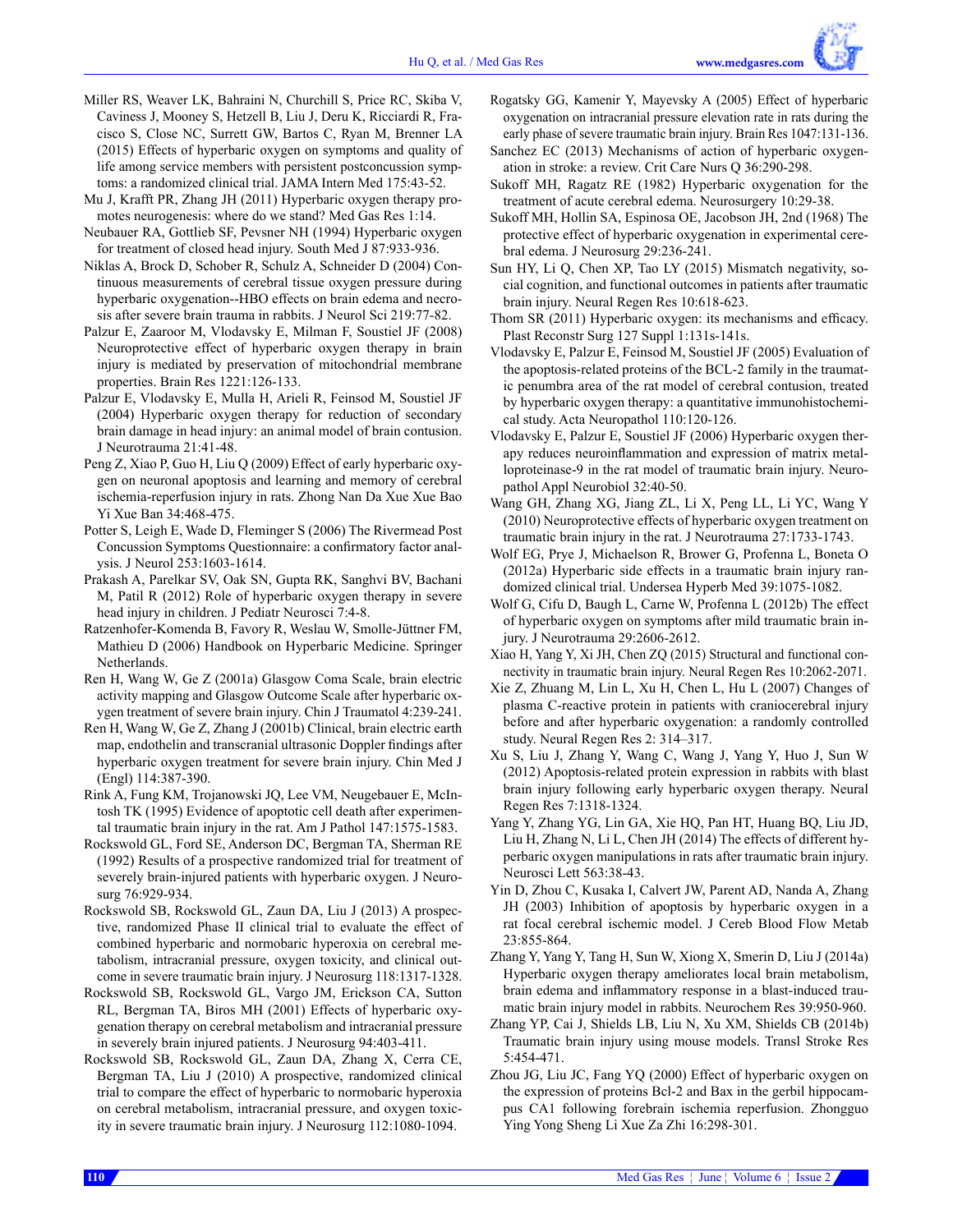Miller RS, Weaver LK, Bahraini N, Churchill S, Price RC, Skiba V, Caviness J, Mooney S, Hetzell B, Liu J, Deru K, Ricciardi R, Fracisco S, Close NC, Surrett GW, Bartos C, Ryan M, Brenner LA (2015) Effects of hyperbaric oxygen on symptoms and quality of life among service members with persistent postconcussion symptoms: a randomized clinical trial. JAMA Intern Med 175:43-52.

Mu J, Krafft PR, Zhang JH (2011) Hyperbaric oxygen therapy promotes neurogenesis: where do we stand? Med Gas Res 1:14.

Neubauer RA, Gottlieb SF, Pevsner NH (1994) Hyperbaric oxygen for treatment of closed head injury. South Med J 87:933-936.

Niklas A, Brock D, Schober R, Schulz A, Schneider D (2004) Continuous measurements of cerebral tissue oxygen pressure during hyperbaric oxygenation--HBO effects on brain edema and necrosis after severe brain trauma in rabbits. J Neurol Sci 219:77-82.

Palzur E, Zaaroor M, Vlodavsky E, Milman F, Soustiel JF (2008) Neuroprotective effect of hyperbaric oxygen therapy in brain injury is mediated by preservation of mitochondrial membrane properties. Brain Res 1221:126-133.

Palzur E, Vlodavsky E, Mulla H, Arieli R, Feinsod M, Soustiel JF (2004) Hyperbaric oxygen therapy for reduction of secondary brain damage in head injury: an animal model of brain contusion. J Neurotrauma 21:41-48.

Peng Z, Xiao P, Guo H, Liu Q (2009) Effect of early hyperbaric oxygen on neuronal apoptosis and learning and memory of cerebral ischemia-reperfusion injury in rats. Zhong Nan Da Xue Xue Bao Yi Xue Ban 34:468-475.

Potter S, Leigh E, Wade D, Fleminger S (2006) The Rivermead Post Concussion Symptoms Questionnaire: a confirmatory factor analysis. J Neurol 253:1603-1614.

Prakash A, Parelkar SV, Oak SN, Gupta RK, Sanghvi BV, Bachani M, Patil R (2012) Role of hyperbaric oxygen therapy in severe head injury in children. J Pediatr Neurosci 7:4-8.

Ratzenhofer-Komenda B, Favory R, Weslau W, Smolle-Jüttner FM, Mathieu D (2006) Handbook on Hyperbaric Medicine. Springer Netherlands.

Ren H, Wang W, Ge Z (2001a) Glasgow Coma Scale, brain electric activity mapping and Glasgow Outcome Scale after hyperbaric oxygen treatment of severe brain injury. Chin J Traumatol 4:239-241.

Ren H, Wang W, Ge Z, Zhang J (2001b) Clinical, brain electric earth map, endothelin and transcranial ultrasonic Doppler findings after hyperbaric oxygen treatment for severe brain injury. Chin Med J (Engl) 114:387-390.

Rink A, Fung KM, Trojanowski JQ, Lee VM, Neugebauer E, McIntosh TK (1995) Evidence of apoptotic cell death after experimental traumatic brain injury in the rat. Am J Pathol 147:1575-1583.

Rockswold GL, Ford SE, Anderson DC, Bergman TA, Sherman RE (1992) Results of a prospective randomized trial for treatment of severely brain-injured patients with hyperbaric oxygen. J Neurosurg 76:929-934.

Rockswold SB, Rockswold GL, Zaun DA, Liu J (2013) A prospective, randomized Phase II clinical trial to evaluate the effect of combined hyperbaric and normobaric hyperoxia on cerebral metabolism, intracranial pressure, oxygen toxicity, and clinical outcome in severe traumatic brain injury. J Neurosurg 118:1317-1328.

Rockswold SB, Rockswold GL, Vargo JM, Erickson CA, Sutton RL, Bergman TA, Biros MH (2001) Effects of hyperbaric oxygenation therapy on cerebral metabolism and intracranial pressure in severely brain injured patients. J Neurosurg 94:403-411.

Rockswold SB, Rockswold GL, Zaun DA, Zhang X, Cerra CE, Bergman TA, Liu J (2010) A prospective, randomized clinical trial to compare the effect of hyperbaric to normobaric hyperoxia on cerebral metabolism, intracranial pressure, and oxygen toxicity in severe traumatic brain injury. J Neurosurg 112:1080-1094.

Rogatsky GG, Kamenir Y, Mayevsky A (2005) Effect of hyperbaric oxygenation on intracranial pressure elevation rate in rats during the early phase of severe traumatic brain injury. Brain Res 1047:131-136.

Sanchez EC (2013) Mechanisms of action of hyperbaric oxygenation in stroke: a review. Crit Care Nurs Q 36:290-298.

Sukoff MH, Ragatz RE (1982) Hyperbaric oxygenation for the treatment of acute cerebral edema. Neurosurgery 10:29-38.

Sukoff MH, Hollin SA, Espinosa OE, Jacobson JH, 2nd (1968) The protective effect of hyperbaric oxygenation in experimental cerebral edema. J Neurosurg 29:236-241.

Sun HY, Li Q, Chen XP, Tao LY (2015) Mismatch negativity, social cognition, and functional outcomes in patients after traumatic brain injury. Neural Regen Res 10:618-623.

Thom SR (2011) Hyperbaric oxygen: its mechanisms and efficacy. Plast Reconstr Surg 127 Suppl 1:131s-141s.

Vlodavsky E, Palzur E, Feinsod M, Soustiel JF (2005) Evaluation of the apoptosis-related proteins of the BCL-2 family in the traumatic penumbra area of the rat model of cerebral contusion, treated by hyperbaric oxygen therapy: a quantitative immunohistochemical study. Acta Neuropathol 110:120-126.

Vlodavsky E, Palzur E, Soustiel JF (2006) Hyperbaric oxygen therapy reduces neuroinflammation and expression of matrix metalloproteinase-9 in the rat model of traumatic brain injury. Neuropathol Appl Neurobiol 32:40-50.

Wang GH, Zhang XG, Jiang ZL, Li X, Peng LL, Li YC, Wang Y (2010) Neuroprotective effects of hyperbaric oxygen treatment on traumatic brain injury in the rat. J Neurotrauma 27:1733-1743.

Wolf EG, Prye J, Michaelson R, Brower G, Profenna L, Boneta O (2012a) Hyperbaric side effects in a traumatic brain injury randomized clinical trial. Undersea Hyperb Med 39:1075-1082.

Wolf G, Cifu D, Baugh L, Carne W, Profenna L (2012b) The effect of hyperbaric oxygen on symptoms after mild traumatic brain injury. J Neurotrauma 29:2606-2612.

Xiao H, Yang Y, Xi JH, Chen ZQ (2015) Structural and functional connectivity in traumatic brain injury. Neural Regen Res 10:2062-2071.

Xie Z, Zhuang M, Lin L, Xu H, Chen L, Hu L (2007) Changes of plasma C-reactive protein in patients with craniocerebral injury before and after hyperbaric oxygenation: a randomly controlled study. Neural Regen Res 2: 314–317.

Xu S, Liu J, Zhang Y, Wang C, Wang J, Yang Y, Huo J, Sun W (2012) Apoptosis-related protein expression in rabbits with blast brain injury following early hyperbaric oxygen therapy. Neural Regen Res 7:1318-1324.

Yang Y, Zhang YG, Lin GA, Xie HQ, Pan HT, Huang BQ, Liu JD, Liu H, Zhang N, Li L, Chen JH (2014) The effects of different hyperbaric oxygen manipulations in rats after traumatic brain injury. Neurosci Lett 563:38-43.

Yin D, Zhou C, Kusaka I, Calvert JW, Parent AD, Nanda A, Zhang JH (2003) Inhibition of apoptosis by hyperbaric oxygen in a rat focal cerebral ischemic model. J Cereb Blood Flow Metab 23:855-864.

Zhang Y, Yang Y, Tang H, Sun W, Xiong X, Smerin D, Liu J (2014a) Hyperbaric oxygen therapy ameliorates local brain metabolism, brain edema and inflammatory response in a blast-induced traumatic brain injury model in rabbits. Neurochem Res 39:950-960.

Zhang YP, Cai J, Shields LB, Liu N, Xu XM, Shields CB (2014b) Traumatic brain injury using mouse models. Transl Stroke Res 5:454-471.

Zhou JG, Liu JC, Fang YQ (2000) Effect of hyperbaric oxygen on the expression of proteins Bcl-2 and Bax in the gerbil hippocampus CA1 following forebrain ischemia reperfusion. Zhongguo Ying Yong Sheng Li Xue Za Zhi 16:298-301.